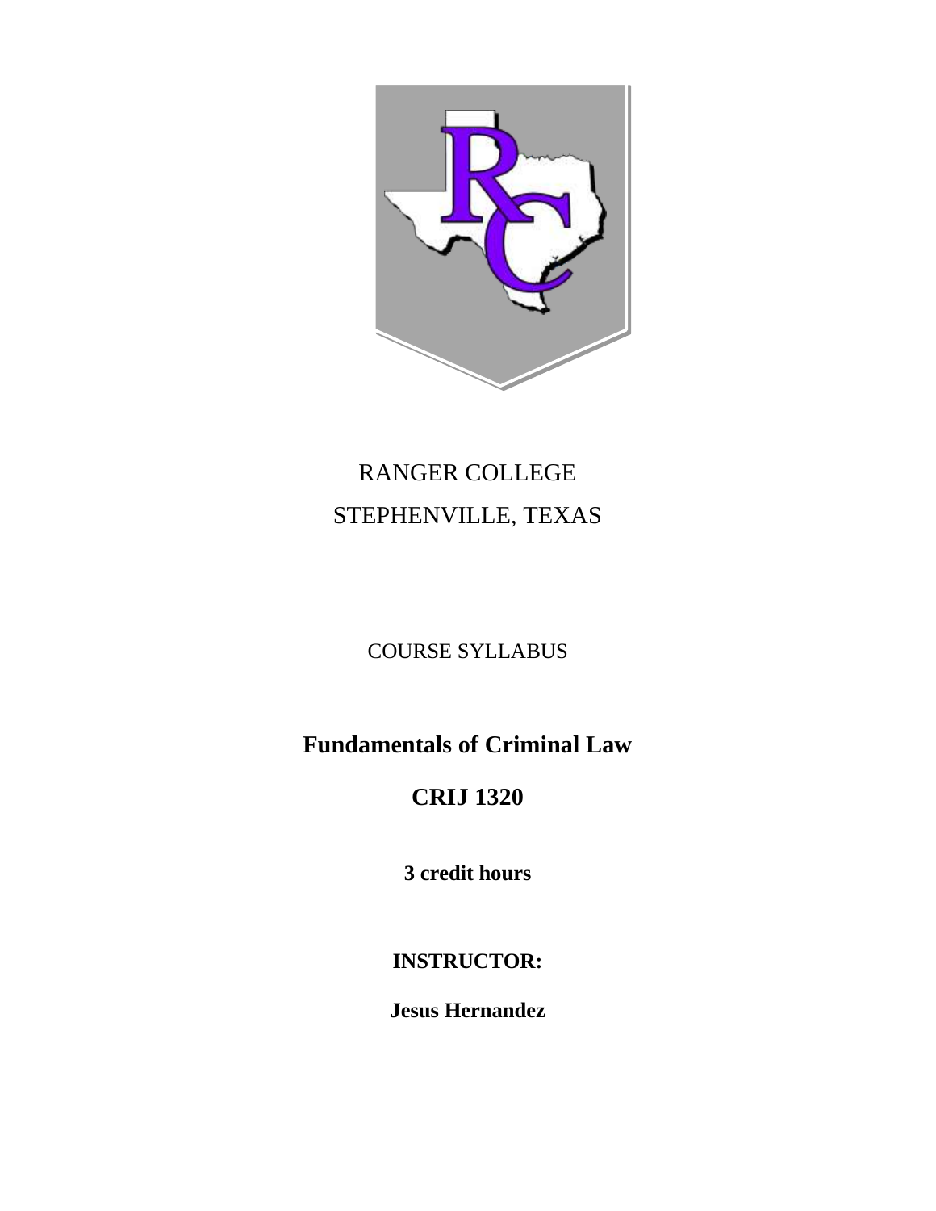RANGER COLLEGE

STEPHENVILLE, TEXAS

COURSE SYLLABUS

# Fundamentals of Criminal Law

# CRIJ 1320

**3 credit hours**

**INSTRUCTOR:**

**Jesus Hernandez**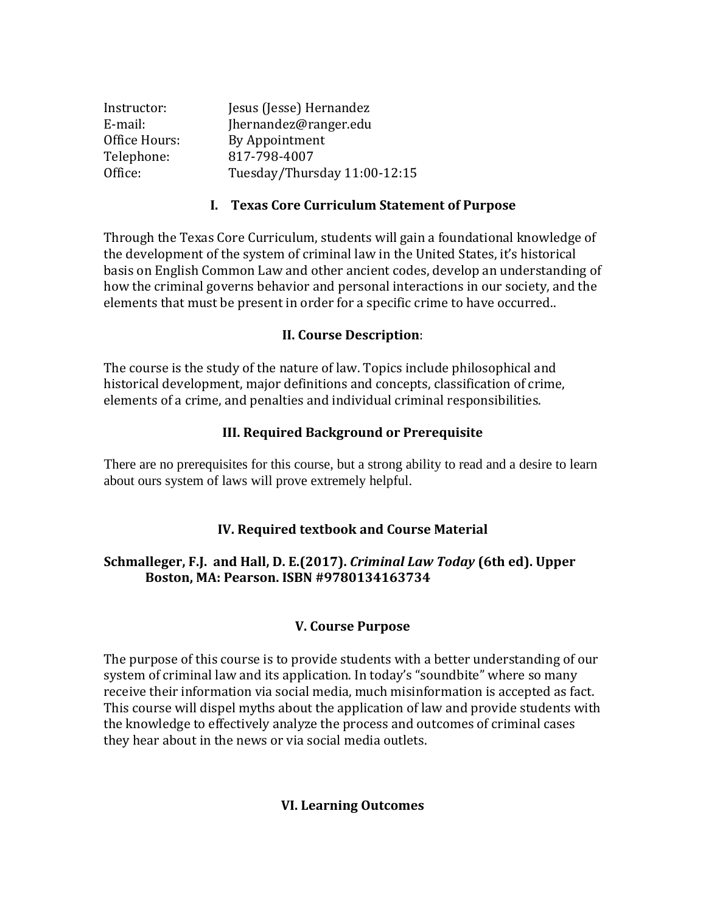Instructor: Jesus (Jesse) Hernandez
E-mail: Jhernandez@ranger.edu
Office Hours: By Appointment
Telephone: 817-798-4007
Office: Tuesday/Thursday 11:00-12:15

## I. Texas Core Curriculum Statement of Purpose

Through the Texas Core Curriculum, students will gain a foundational knowledge of the development of the system of criminal law in the United States, it's historical basis on English Common Law and other ancient codes, develop an understanding of how the criminal governs behavior and personal interactions in our society, and the elements that must be present in order for a specific crime to have occurred..

## II. Course Description:

The course is the study of the nature of law. Topics include philosophical and historical development, major definitions and concepts, classification of crime, elements of a crime, and penalties and individual criminal responsibilities.

## III. Required Background or Prerequisite

There are no prerequisites for this course, but a strong ability to read and a desire to learn about ours system of laws will prove extremely helpful.

## IV. Required textbook and Course Material

**Schmalleger, F.J. and Hall, D. E.(2017). *Criminal Law Today* (6th ed). Upper Boston, MA: Pearson. ISBN #9780134163734**

## V. Course Purpose

The purpose of this course is to provide students with a better understanding of our system of criminal law and its application. In today's "soundbite" where so many receive their information via social media, much misinformation is accepted as fact. This course will dispel myths about the application of law and provide students with the knowledge to effectively analyze the process and outcomes of criminal cases they hear about in the news or via social media outlets.

## VI. Learning Outcomes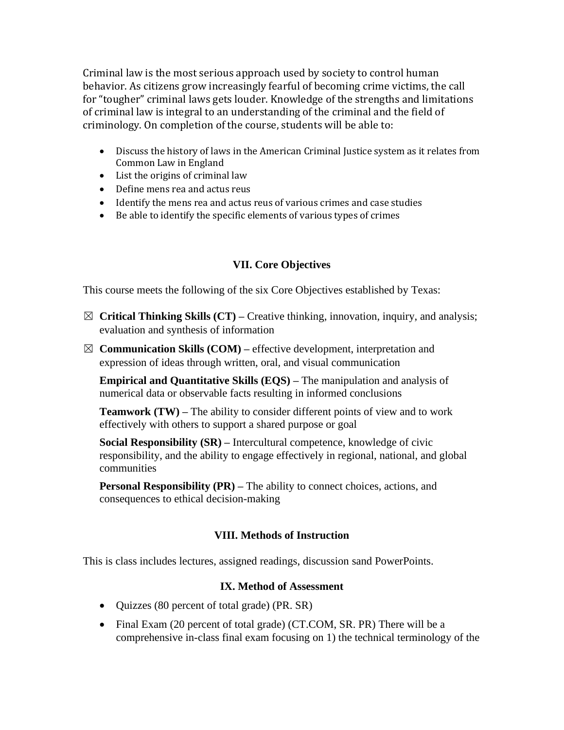Criminal law is the most serious approach used by society to control human behavior. As citizens grow increasingly fearful of becoming crime victims, the call for "tougher" criminal laws gets louder. Knowledge of the strengths and limitations of criminal law is integral to an understanding of the criminal and the field of criminology. On completion of the course, students will be able to:

- Discuss the history of laws in the American Criminal Justice system as it relates from Common Law in England
- List the origins of criminal law
- Define mens rea and actus reus
- Identify the mens rea and actus reus of various crimes and case studies
- Be able to identify the specific elements of various types of crimes

## VII. Core Objectives

This course meets the following of the six Core Objectives established by Texas:

☒ **Critical Thinking Skills (CT) –** Creative thinking, innovation, inquiry, and analysis; evaluation and synthesis of information

☒ **Communication Skills (COM) –** effective development, interpretation and expression of ideas through written, oral, and visual communication

**Empirical and Quantitative Skills (EQS) –** The manipulation and analysis of numerical data or observable facts resulting in informed conclusions

**Teamwork (TW) –** The ability to consider different points of view and to work effectively with others to support a shared purpose or goal

**Social Responsibility (SR) –** Intercultural competence, knowledge of civic responsibility, and the ability to engage effectively in regional, national, and global communities

**Personal Responsibility (PR) –** The ability to connect choices, actions, and consequences to ethical decision-making

## VIII. Methods of Instruction

This is class includes lectures, assigned readings, discussion sand PowerPoints.

## IX. Method of Assessment

- Quizzes (80 percent of total grade) (PR. SR)
- Final Exam (20 percent of total grade) (CT.COM, SR. PR) There will be a comprehensive in-class final exam focusing on 1) the technical terminology of the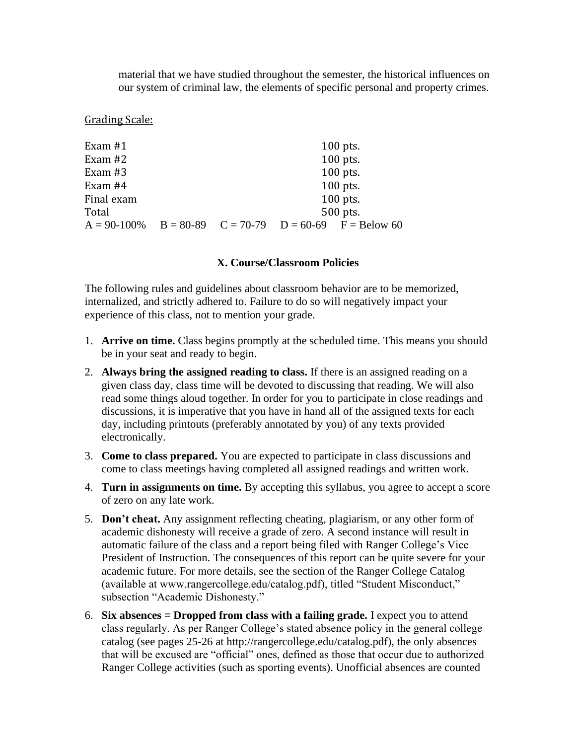material that we have studied throughout the semester, the historical influences on our system of criminal law, the elements of specific personal and property crimes.

Grading Scale:

| | |
|---|---|
| Exam #1 | 100 pts. |
| Exam #2 | 100 pts. |
| Exam #3 | 100 pts. |
| Exam #4 | 100 pts. |
| Final exam | 100 pts. |
| Total | 500 pts. |

A = 90-100%  B = 80-89  C = 70-79  D = 60-69  F = Below 60

## X. Course/Classroom Policies

The following rules and guidelines about classroom behavior are to be memorized, internalized, and strictly adhered to. Failure to do so will negatively impact your experience of this class, not to mention your grade.

1. **Arrive on time.** Class begins promptly at the scheduled time. This means you should be in your seat and ready to begin.
2. **Always bring the assigned reading to class.** If there is an assigned reading on a given class day, class time will be devoted to discussing that reading. We will also read some things aloud together. In order for you to participate in close readings and discussions, it is imperative that you have in hand all of the assigned texts for each day, including printouts (preferably annotated by you) of any texts provided electronically.
3. **Come to class prepared.** You are expected to participate in class discussions and come to class meetings having completed all assigned readings and written work.
4. **Turn in assignments on time.** By accepting this syllabus, you agree to accept a score of zero on any late work.
5. **Don't cheat.** Any assignment reflecting cheating, plagiarism, or any other form of academic dishonesty will receive a grade of zero. A second instance will result in automatic failure of the class and a report being filed with Ranger College's Vice President of Instruction. The consequences of this report can be quite severe for your academic future. For more details, see the section of the Ranger College Catalog (available at www.rangercollege.edu/catalog.pdf), titled "Student Misconduct," subsection "Academic Dishonesty."
6. **Six absences = Dropped from class with a failing grade.** I expect you to attend class regularly. As per Ranger College's stated absence policy in the general college catalog (see pages 25-26 at http://rangercollege.edu/catalog.pdf), the only absences that will be excused are "official" ones, defined as those that occur due to authorized Ranger College activities (such as sporting events). Unofficial absences are counted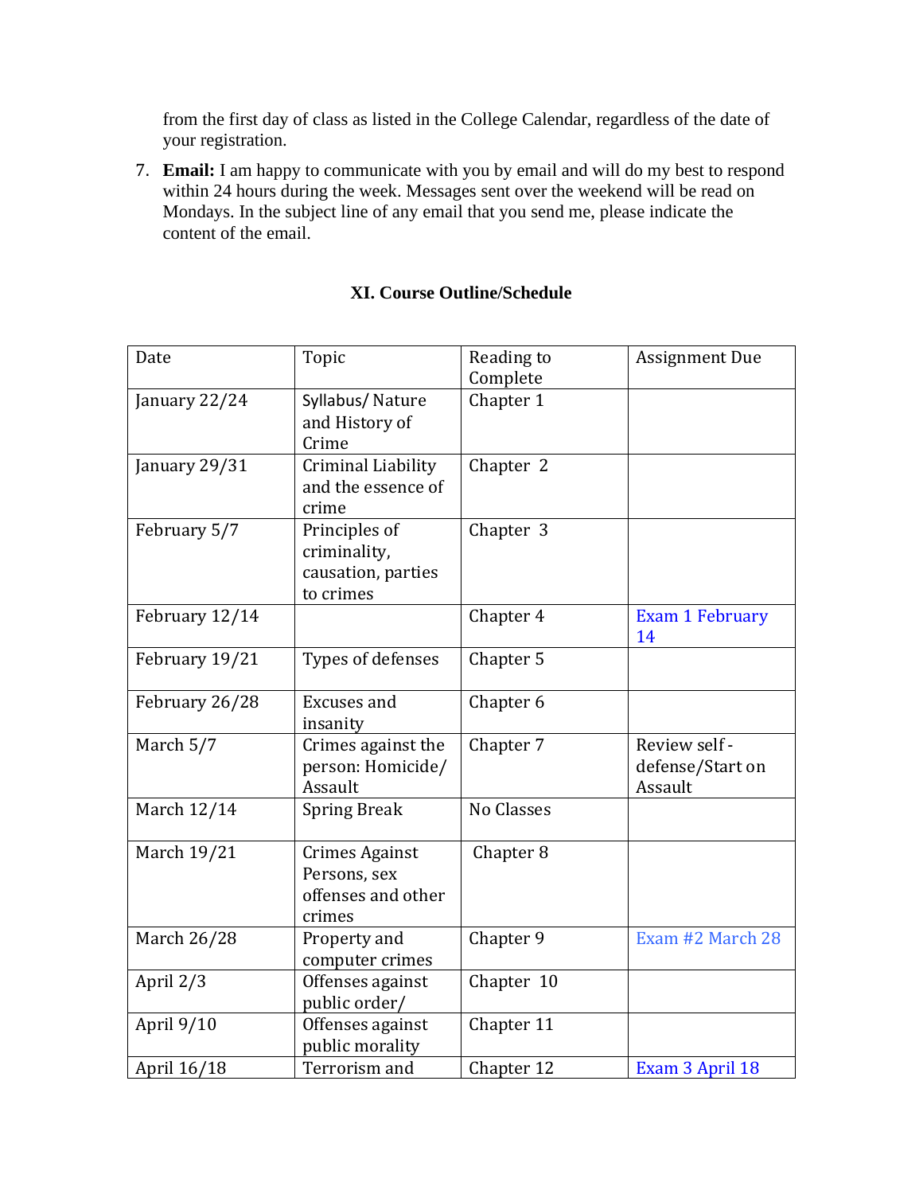from the first day of class as listed in the College Calendar, regardless of the date of your registration.

7. **Email:** I am happy to communicate with you by email and will do my best to respond within 24 hours during the week. Messages sent over the weekend will be read on Mondays. In the subject line of any email that you send me, please indicate the content of the email.

## XI. Course Outline/Schedule

| Date | Topic | Reading to Complete | Assignment Due |
| --- | --- | --- | --- |
| January 22/24 | Syllabus/ Nature and History of Crime | Chapter 1 | |
| January 29/31 | Criminal Liability and the essence of crime | Chapter 2 | |
| February 5/7 | Principles of criminality, causation, parties to crimes | Chapter 3 | |
| February 12/14 | | Chapter 4 | Exam 1 February 14 |
| February 19/21 | Types of defenses | Chapter 5 | |
| February 26/28 | Excuses and insanity | Chapter 6 | |
| March 5/7 | Crimes against the person: Homicide/ Assault | Chapter 7 | Review self-defense/Start on Assault |
| March 12/14 | Spring Break | No Classes | |
| March 19/21 | Crimes Against Persons, sex offenses and other crimes | Chapter 8 | |
| March 26/28 | Property and computer crimes | Chapter 9 | Exam #2 March 28 |
| April 2/3 | Offenses against public order/ | Chapter 10 | |
| April 9/10 | Offenses against public morality | Chapter 11 | |
| April 16/18 | Terrorism and | Chapter 12 | Exam 3 April 18 |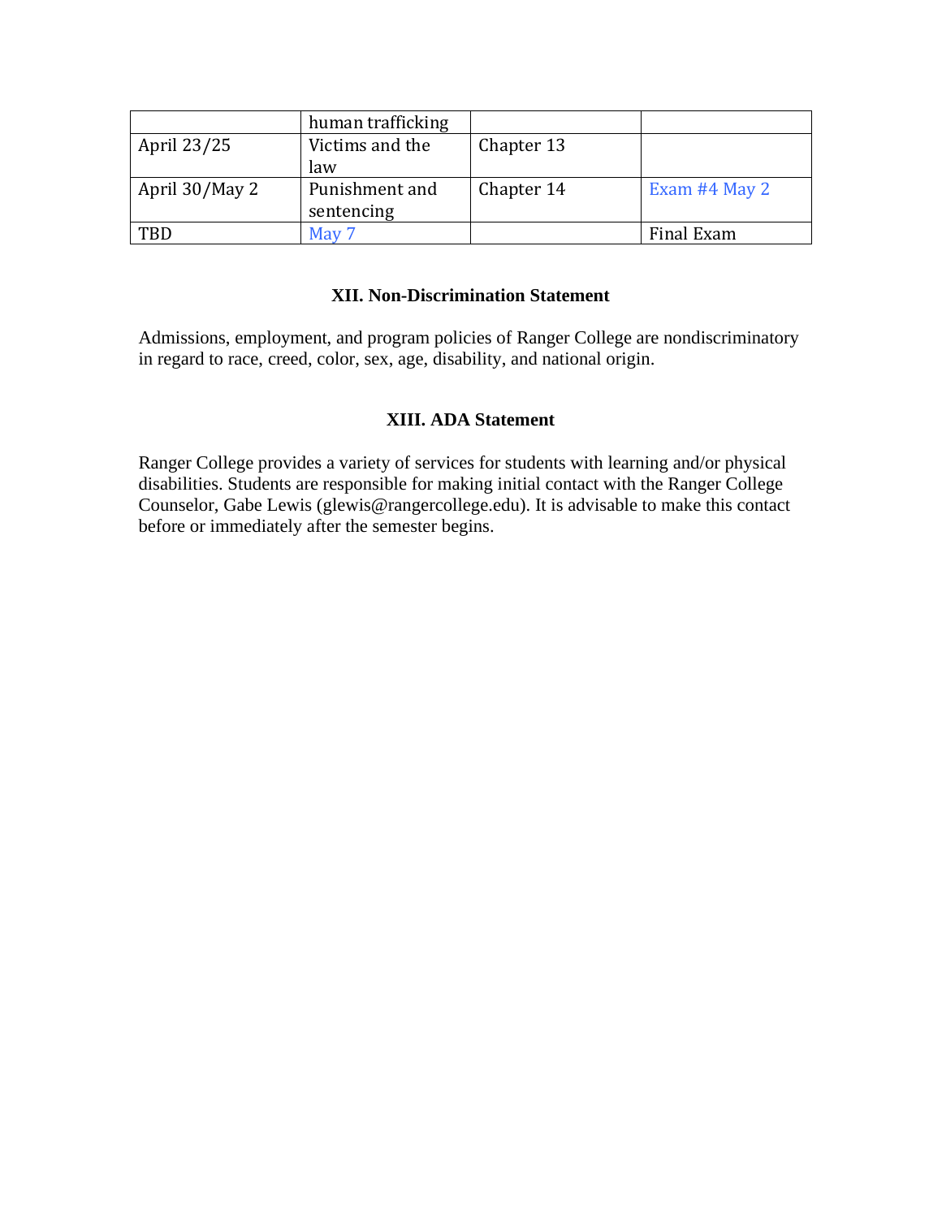| | | | |
|---|---|---|---|
| | human trafficking | | |
| April 23/25 | Victims and the law | Chapter 13 | |
| April 30/May 2 | Punishment and sentencing | Chapter 14 | Exam #4 May 2 |
| TBD | May 7 | | Final Exam |

## XII. Non-Discrimination Statement

Admissions, employment, and program policies of Ranger College are nondiscriminatory in regard to race, creed, color, sex, age, disability, and national origin.

## XIII. ADA Statement

Ranger College provides a variety of services for students with learning and/or physical disabilities. Students are responsible for making initial contact with the Ranger College Counselor, Gabe Lewis (glewis@rangercollege.edu). It is advisable to make this contact before or immediately after the semester begins.